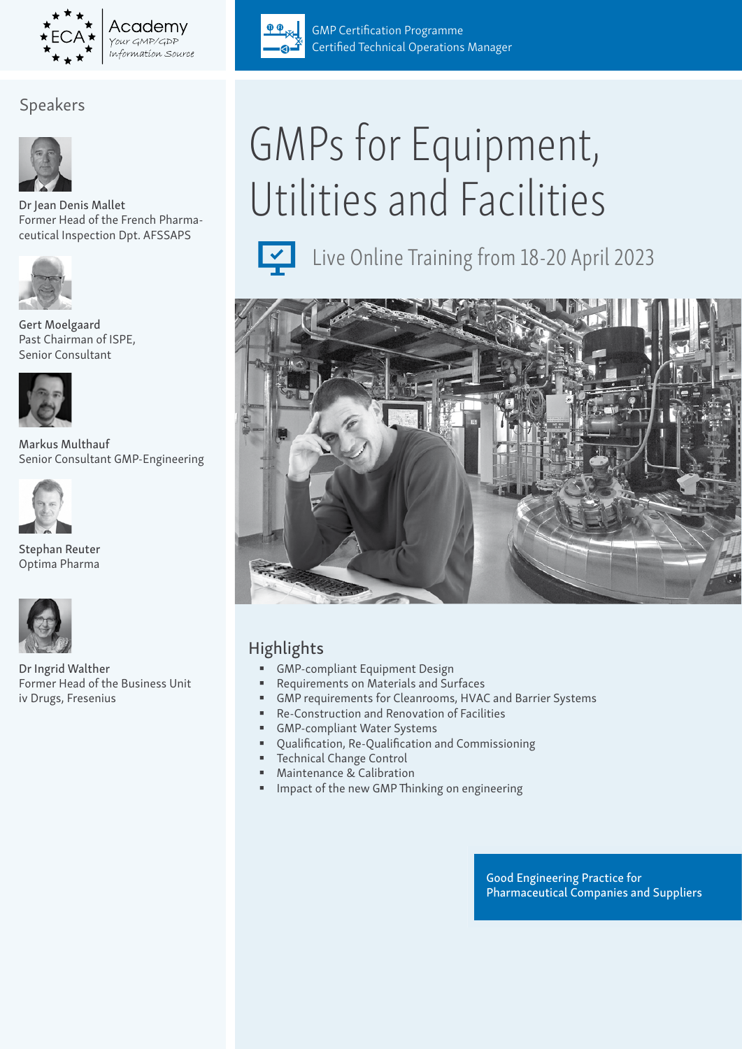ECA Academy – Your GMP/GDP Information Source

GMP Certification Programme
Certified Technical Operations Manager

# GMPs for Equipment, Utilities and Facilities

Live Online Training from 18-20 April 2023

## Speakers

Dr Jean Denis Mallet
Former Head of the French Pharmaceutical Inspection Dpt. AFSSAPS

Gert Moelgaard
Past Chairman of ISPE,
Senior Consultant

Markus Multhauf
Senior Consultant GMP-Engineering

Stephan Reuter
Optima Pharma

Dr Ingrid Walther
Former Head of the Business Unit iv Drugs, Fresenius

## Highlights

- GMP-compliant Equipment Design
- Requirements on Materials and Surfaces
- GMP requirements for Cleanrooms, HVAC and Barrier Systems
- Re-Construction and Renovation of Facilities
- GMP-compliant Water Systems
- Qualification, Re-Qualification and Commissioning
- Technical Change Control
- Maintenance & Calibration
- Impact of the new GMP Thinking on engineering

Good Engineering Practice for Pharmaceutical Companies and Suppliers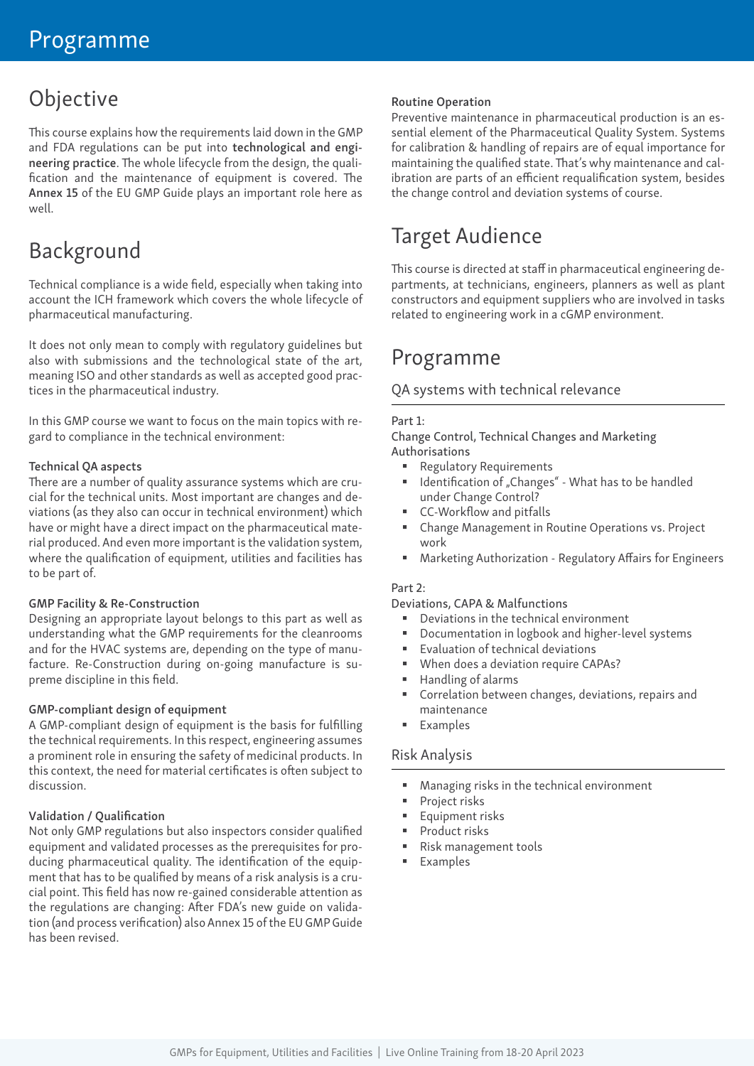# Programme

## Objective

This course explains how the requirements laid down in the GMP and FDA regulations can be put into **technological and engineering practice**. The whole lifecycle from the design, the qualification and the maintenance of equipment is covered. The **Annex 15** of the EU GMP Guide plays an important role here as well.

## Background

Technical compliance is a wide field, especially when taking into account the ICH framework which covers the whole lifecycle of pharmaceutical manufacturing.

It does not only mean to comply with regulatory guidelines but also with submissions and the technological state of the art, meaning ISO and other standards as well as accepted good practices in the pharmaceutical industry.

In this GMP course we want to focus on the main topics with regard to compliance in the technical environment:

**Technical QA aspects**
There are a number of quality assurance systems which are crucial for the technical units. Most important are changes and deviations (as they also can occur in technical environment) which have or might have a direct impact on the pharmaceutical material produced. And even more important is the validation system, where the qualification of equipment, utilities and facilities has to be part of.

**GMP Facility & Re-Construction**
Designing an appropriate layout belongs to this part as well as understanding what the GMP requirements for the cleanrooms and for the HVAC systems are, depending on the type of manufacture. Re-Construction during on-going manufacture is supreme discipline in this field.

**GMP-compliant design of equipment**
A GMP-compliant design of equipment is the basis for fulfilling the technical requirements. In this respect, engineering assumes a prominent role in ensuring the safety of medicinal products. In this context, the need for material certificates is often subject to discussion.

**Validation / Qualification**
Not only GMP regulations but also inspectors consider qualified equipment and validated processes as the prerequisites for producing pharmaceutical quality. The identification of the equipment that has to be qualified by means of a risk analysis is a crucial point. This field has now re-gained considerable attention as the regulations are changing: After FDA's new guide on validation (and process verification) also Annex 15 of the EU GMP Guide has been revised.

**Routine Operation**
Preventive maintenance in pharmaceutical production is an essential element of the Pharmaceutical Quality System. Systems for calibration & handling of repairs are of equal importance for maintaining the qualified state. That's why maintenance and calibration are parts of an efficient requalification system, besides the change control and deviation systems of course.

## Target Audience

This course is directed at staff in pharmaceutical engineering departments, at technicians, engineers, planners as well as plant constructors and equipment suppliers who are involved in tasks related to engineering work in a cGMP environment.

## Programme

### QA systems with technical relevance

Part 1:
Change Control, Technical Changes and Marketing Authorisations

- Regulatory Requirements
- Identification of „Changes" - What has to be handled under Change Control?
- CC-Workflow and pitfalls
- Change Management in Routine Operations vs. Project work
- Marketing Authorization - Regulatory Affairs for Engineers

Part 2:
Deviations, CAPA & Malfunctions

- Deviations in the technical environment
- Documentation in logbook and higher-level systems
- Evaluation of technical deviations
- When does a deviation require CAPAs?
- Handling of alarms
- Correlation between changes, deviations, repairs and maintenance
- Examples

### Risk Analysis

- Managing risks in the technical environment
- Project risks
- Equipment risks
- Product risks
- Risk management tools
- Examples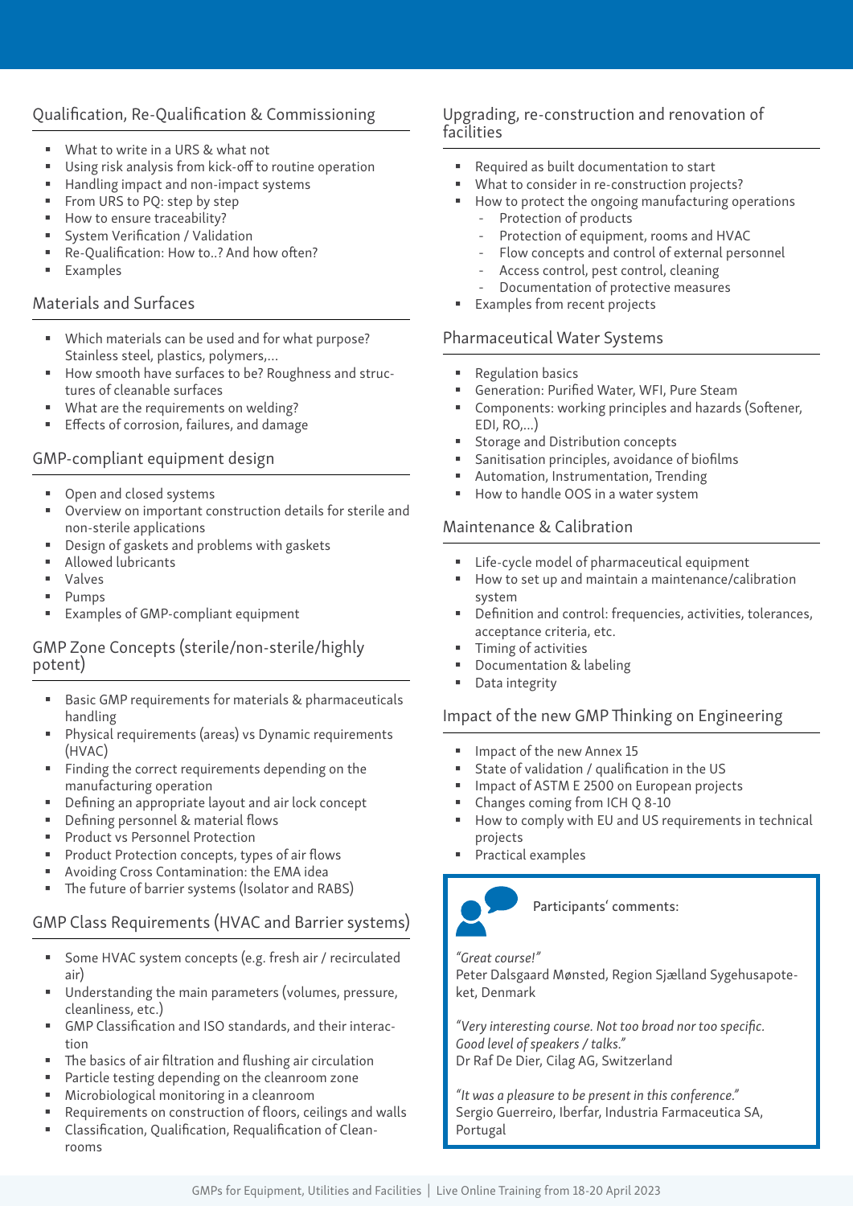## Qualification, Re-Qualification & Commissioning

- What to write in a URS & what not
- Using risk analysis from kick-off to routine operation
- Handling impact and non-impact systems
- From URS to PQ: step by step
- How to ensure traceability?
- System Verification / Validation
- Re-Qualification: How to..? And how often?
- Examples

## Materials and Surfaces

- Which materials can be used and for what purpose? Stainless steel, plastics, polymers,...
- How smooth have surfaces to be? Roughness and structures of cleanable surfaces
- What are the requirements on welding?
- Effects of corrosion, failures, and damage

## GMP-compliant equipment design

- Open and closed systems
- Overview on important construction details for sterile and non-sterile applications
- Design of gaskets and problems with gaskets
- Allowed lubricants
- Valves
- Pumps
- Examples of GMP-compliant equipment

## GMP Zone Concepts (sterile/non-sterile/highly potent)

- Basic GMP requirements for materials & pharmaceuticals handling
- Physical requirements (areas) vs Dynamic requirements (HVAC)
- Finding the correct requirements depending on the manufacturing operation
- Defining an appropriate layout and air lock concept
- Defining personnel & material flows
- Product vs Personnel Protection
- Product Protection concepts, types of air flows
- Avoiding Cross Contamination: the EMA idea
- The future of barrier systems (Isolator and RABS)

## GMP Class Requirements (HVAC and Barrier systems)

- Some HVAC system concepts (e.g. fresh air / recirculated air)
- Understanding the main parameters (volumes, pressure, cleanliness, etc.)
- GMP Classification and ISO standards, and their interaction
- The basics of air filtration and flushing air circulation
- Particle testing depending on the cleanroom zone
- Microbiological monitoring in a cleanroom
- Requirements on construction of floors, ceilings and walls
- Classification, Qualification, Requalification of Cleanrooms

## Upgrading, re-construction and renovation of facilities

- Required as built documentation to start
- What to consider in re-construction projects?
- How to protect the ongoing manufacturing operations
  - Protection of products
  - Protection of equipment, rooms and HVAC
  - Flow concepts and control of external personnel
  - Access control, pest control, cleaning
  - Documentation of protective measures
- Examples from recent projects

## Pharmaceutical Water Systems

- Regulation basics
- Generation: Purified Water, WFI, Pure Steam
- Components: working principles and hazards (Softener, EDI, RO,...)
- Storage and Distribution concepts
- Sanitisation principles, avoidance of biofilms
- Automation, Instrumentation, Trending
- How to handle OOS in a water system

## Maintenance & Calibration

- Life-cycle model of pharmaceutical equipment
- How to set up and maintain a maintenance/calibration system
- Definition and control: frequencies, activities, tolerances, acceptance criteria, etc.
- Timing of activities
- Documentation & labeling
- Data integrity

## Impact of the new GMP Thinking on Engineering

- Impact of the new Annex 15
- State of validation / qualification in the US
- Impact of ASTM E 2500 on European projects
- Changes coming from ICH Q 8-10
- How to comply with EU and US requirements in technical projects
- Practical examples

Participants' comments:

*"Great course!"*
Peter Dalsgaard Mønsted, Region Sjælland Sygehusapoteket, Denmark

*"Very interesting course. Not too broad nor too specific. Good level of speakers / talks."*
Dr Raf De Dier, Cilag AG, Switzerland

*"It was a pleasure to be present in this conference."*
Sergio Guerreiro, Iberfar, Industria Farmaceutica SA, Portugal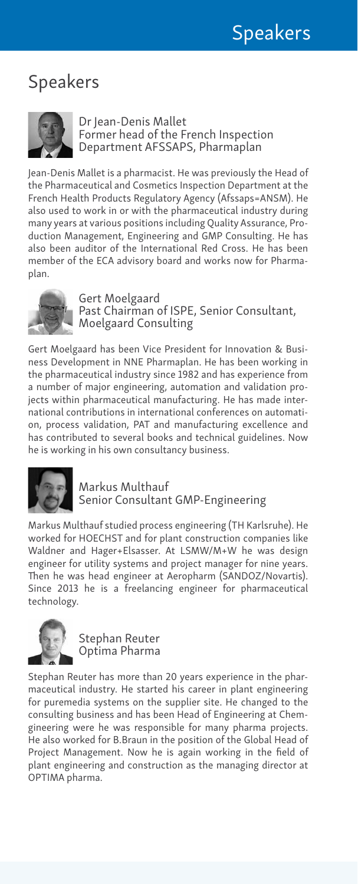# Speakers

**Dr Jean-Denis Mallet**
Former head of the French Inspection Department AFSSAPS, Pharmaplan

Jean-Denis Mallet is a pharmacist. He was previously the Head of the Pharmaceutical and Cosmetics Inspection Department at the French Health Products Regulatory Agency (Afssaps=ANSM). He also used to work in or with the pharmaceutical industry during many years at various positions including Quality Assurance, Production Management, Engineering and GMP Consulting. He has also been auditor of the International Red Cross. He has been member of the ECA advisory board and works now for Pharmaplan.

**Gert Moelgaard**
Past Chairman of ISPE, Senior Consultant, Moelgaard Consulting

Gert Moelgaard has been Vice President for Innovation & Business Development in NNE Pharmaplan. He has been working in the pharmaceutical industry since 1982 and has experience from a number of major engineering, automation and validation projects within pharmaceutical manufacturing. He has made international contributions in international conferences on automation, process validation, PAT and manufacturing excellence and has contributed to several books and technical guidelines. Now he is working in his own consultancy business.

**Markus Multhauf**
Senior Consultant GMP-Engineering

Markus Multhauf studied process engineering (TH Karlsruhe). He worked for HOECHST and for plant construction companies like Waldner and Hager+Elsasser. At LSMW/M+W he was design engineer for utility systems and project manager for nine years. Then he was head engineer at Aeropharm (SANDOZ/Novartis). Since 2013 he is a freelancing engineer for pharmaceutical technology.

**Stephan Reuter**
Optima Pharma

Stephan Reuter has more than 20 years experience in the pharmaceutical industry. He started his career in plant engineering for puremedia systems on the supplier site. He changed to the consulting business and has been Head of Engineering at Chemgineering were he was responsible for many pharma projects. He also worked for B.Braun in the position of the Global Head of Project Management. Now he is again working in the field of plant engineering and construction as the managing director at OPTIMA pharma.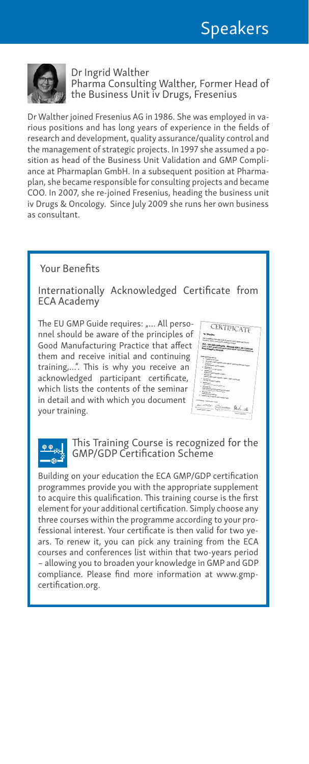# Speakers

**Dr Ingrid Walther**
Pharma Consulting Walther, Former Head of the Business Unit iv Drugs, Fresenius

Dr Walther joined Fresenius AG in 1986. She was employed in various positions and has long years of experience in the fields of research and development, quality assurance/quality control and the management of strategic projects. In 1997 she assumed a position as head of the Business Unit Validation and GMP Compliance at Pharmaplan GmbH. In a subsequent position at Pharmaplan, she became responsible for consulting projects and became COO. In 2007, she re-joined Fresenius, heading the business unit iv Drugs & Oncology. Since July 2009 she runs her own business as consultant.

## Your Benefits

### Internationally Acknowledged Certificate from ECA Academy

The EU GMP Guide requires: „... All personnel should be aware of the principles of Good Manufacturing Practice that affect them and receive initial and continuing training,...". This is why you receive an acknowledged participant certificate, which lists the contents of the seminar in detail and with which you document your training.

### This Training Course is recognized for the GMP/GDP Certification Scheme

Building on your education the ECA GMP/GDP certification programmes provide you with the appropriate supplement to acquire this qualification. This training course is the first element for your additional certification. Simply choose any three courses within the programme according to your professional interest. Your certificate is then valid for two years. To renew it, you can pick any training from the ECA courses and conferences list within that two-years period – allowing you to broaden your knowledge in GMP and GDP compliance. Please find more information at www.gmp-certification.org.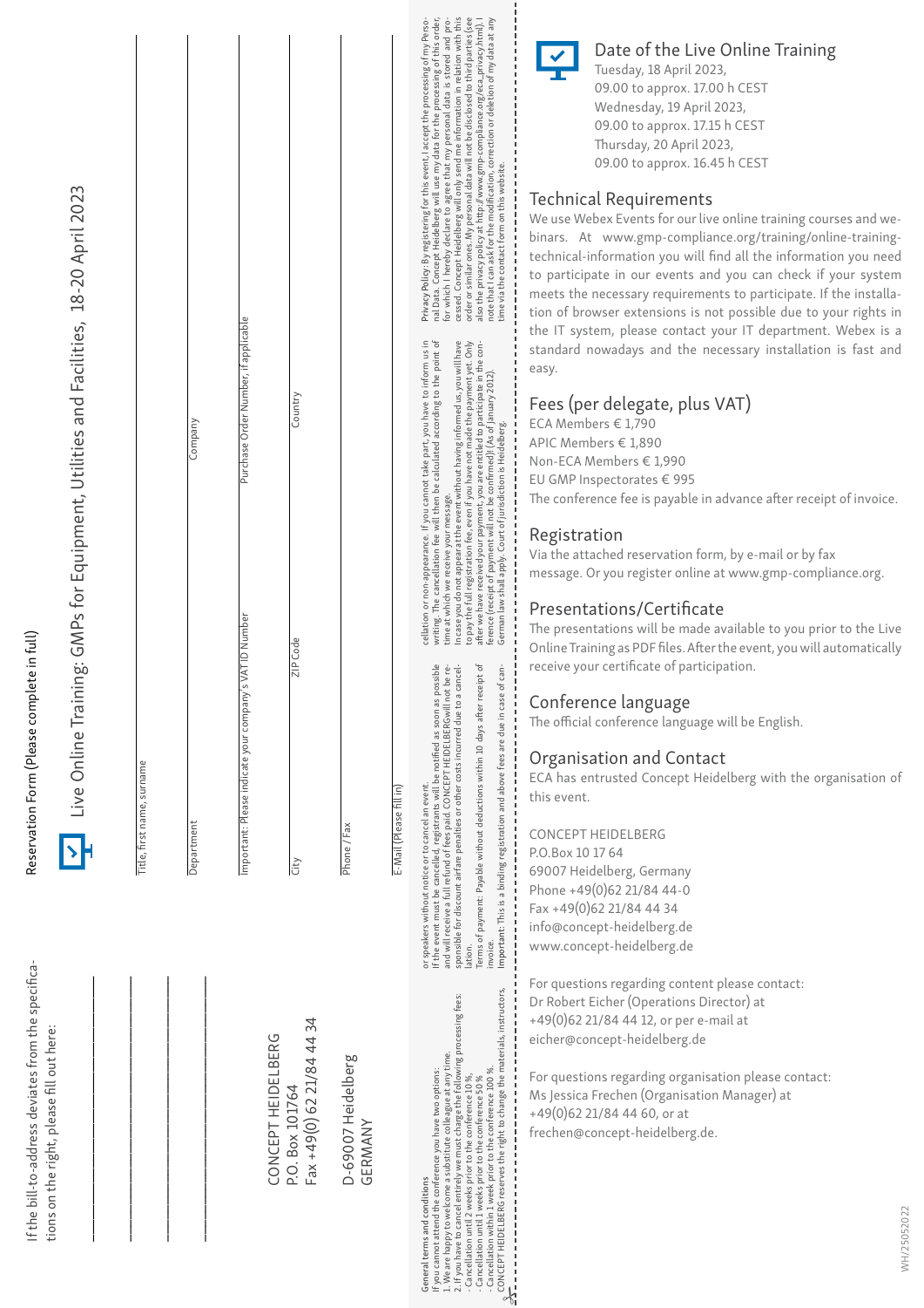If the bill-to-address deviates from the specifications on the right, please fill out here:

CONCEPT HEIDELBERG
P.O. Box 101764
Fax +49(0) 62 21/84 44 34

D-69007 Heidelberg
GERMANY

## Reservation Form (Please complete in full)

### Live Online Training: GMPs for Equipment, Utilities and Facilities, 18-20 April 2023

Title, first name, surname

Department

Company

Important: Please indicate your company's VAT ID Number

Purchase Order Number, if applicable

City

ZIP Code

Country

Phone / Fax

E-Mail (Please fill in)

General terms and conditions
If you cannot attend the conference you have two options:
1. We are happy to welcome a substitute colleague at any time.
2. If you have to cancel entirely we must charge the following processing fees:
- Cancellation until 2 weeks prior to the conference 10 %,
- Cancellation until 1 weeks prior to the conference 50 %
- Cancellation within 1 week prior to the conference 100 %.
CONCEPT HEIDELBERG reserves the right to change the materials, instructors, or speakers without notice or to cancel an event.
If the event must be cancelled, registrants will be notified as soon as possible and will receive a full refund of fees paid. CONCEPT HEIDELBERG will not be responsible for discount airfare penalties or other costs incurred due to a cancellation.
Terms of payment: Payable without deductions within 10 days after receipt of invoice.
Important: This is a binding registration and above fees are due in case of cancellation or non-appearance. If you cannot take part, you have to inform us in writing. The cancellation fee will then be calculated according to the point of time at which we receive your message.
In case you do not appear at the event without having informed us, you will have to pay the full registration fee, even if you have not made the payment yet. Only after we have received your payment, you are entitled to participate in the conference (receipt of payment will not be confirmed)! (As of January 2012).
German law shall apply. Court of jurisdiction is Heidelberg.

Privacy Policy: By registering for this event, I accept the processing of my Personal Data. Concept Heidelberg will use my data for the processing of this order, for which I hereby declare to agree that my personal data is stored and processed. Concept Heidelberg will only send me information in relation with this order or similar ones. My personal data will not be disclosed to third parties (see also the privacy policy at http://www.gmp-compliance.org/eca_privacy.html). I note that I can ask for the modification, correction or deletion of my data at any time via the contact form on this website.

## Date of the Live Online Training

Tuesday, 18 April 2023,
09.00 to approx. 17.00 h CEST
Wednesday, 19 April 2023,
09.00 to approx. 17.15 h CEST
Thursday, 20 April 2023,
09.00 to approx. 16.45 h CEST

## Technical Requirements

We use Webex Events for our live online training courses and webinars. At www.gmp-compliance.org/training/online-training-technical-information you will find all the information you need to participate in our events and you can check if your system meets the necessary requirements to participate. If the installation of browser extensions is not possible due to your rights in the IT system, please contact your IT department. Webex is a standard nowadays and the necessary installation is fast and easy.

## Fees (per delegate, plus VAT)

ECA Members € 1,790
APIC Members € 1,890
Non-ECA Members € 1,990
EU GMP Inspectorates € 995
The conference fee is payable in advance after receipt of invoice.

## Registration

Via the attached reservation form, by e-mail or by fax message. Or you register online at www.gmp-compliance.org.

## Presentations/Certificate

The presentations will be made available to you prior to the Live Online Training as PDF files. After the event, you will automatically receive your certificate of participation.

## Conference language

The official conference language will be English.

## Organisation and Contact

ECA has entrusted Concept Heidelberg with the organisation of this event.

CONCEPT HEIDELBERG
P.O.Box 10 17 64
69007 Heidelberg, Germany
Phone +49(0)62 21/84 44-0
Fax +49(0)62 21/84 44 34
info@concept-heidelberg.de
www.concept-heidelberg.de

For questions regarding content please contact:
Dr Robert Eicher (Operations Director) at +49(0)62 21/84 44 12, or per e-mail at eicher@concept-heidelberg.de

For questions regarding organisation please contact:
Ms Jessica Frechen (Organisation Manager) at +49(0)62 21/84 44 60, or at frechen@concept-heidelberg.de.

WH/25052022